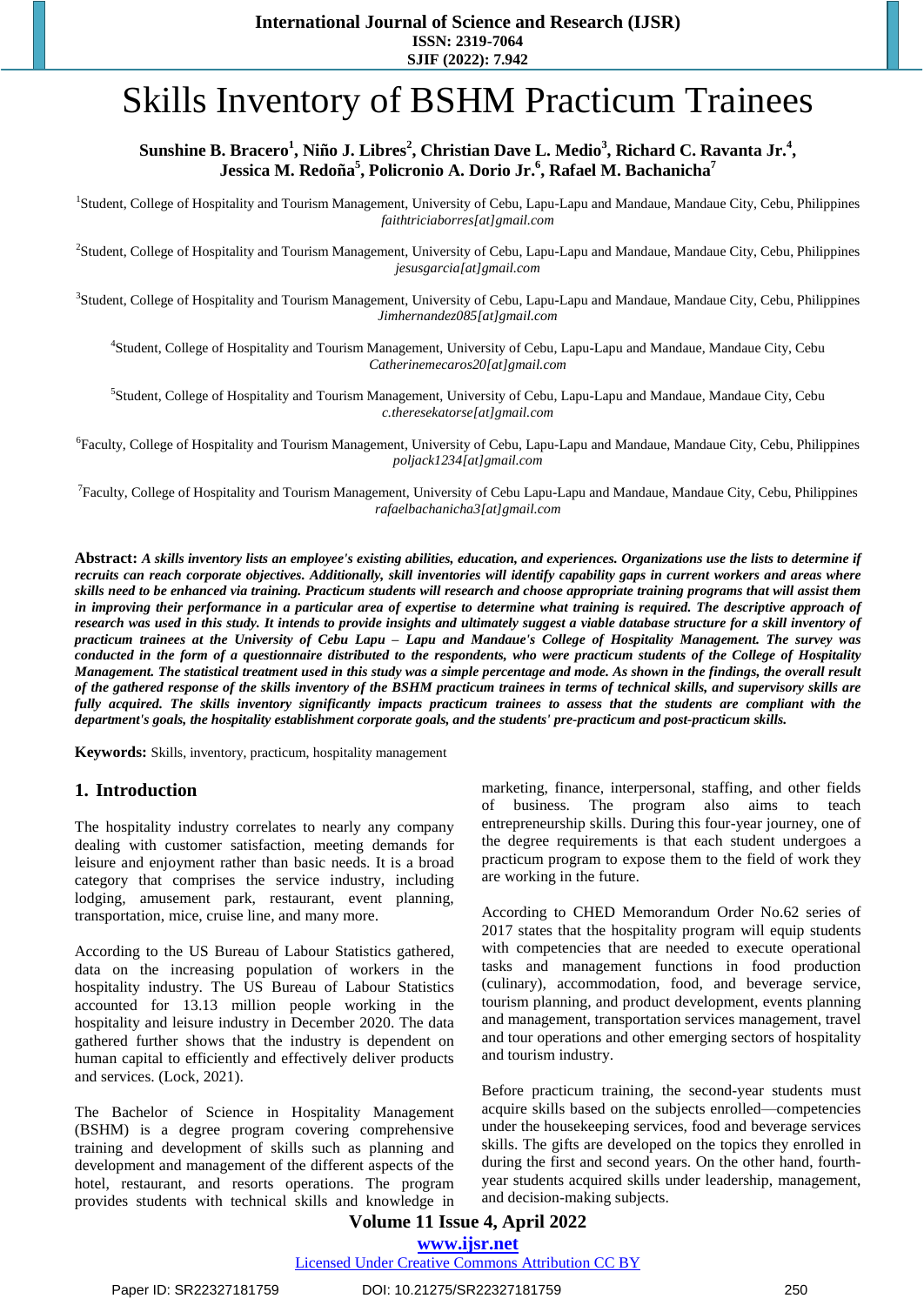# Skills Inventory of BSHM Practicum Trainees

**Sunshine B. Bracero[1], Niño J. Libres[2], Christian Dave L. Medio[3], Richard C. Ravanta Jr.[4], Jessica M. Redoña[5], Policronio A. Dorio Jr.[6], Rafael M. Bachanicha[7]**

[1]Student, College of Hospitality and Tourism Management, University of Cebu, Lapu-Lapu and Mandaue, Mandaue City, Cebu, Philippines
*faithtriciaborres[at]gmail.com*

[2]Student, College of Hospitality and Tourism Management, University of Cebu, Lapu-Lapu and Mandaue, Mandaue City, Cebu, Philippines
*jesusgarcia[at]gmail.com*

[3]Student, College of Hospitality and Tourism Management, University of Cebu, Lapu-Lapu and Mandaue, Mandaue City, Cebu, Philippines
*Jimhernandez085[at]gmail.com*

[4]Student, College of Hospitality and Tourism Management, University of Cebu, Lapu-Lapu and Mandaue, Mandaue City, Cebu
*Catherinemecaros20[at]gmail.com*

[5]Student, College of Hospitality and Tourism Management, University of Cebu, Lapu-Lapu and Mandaue, Mandaue City, Cebu
*c.theresekatorse[at]gmail.com*

[6]Faculty, College of Hospitality and Tourism Management, University of Cebu, Lapu-Lapu and Mandaue, Mandaue City, Cebu, Philippines
*poljack1234[at]gmail.com*

[7]Faculty, College of Hospitality and Tourism Management, University of Cebu Lapu-Lapu and Mandaue, Mandaue City, Cebu, Philippines
*rafaelbachanicha3[at]gmail.com*

**Abstract:** ***A skills inventory lists an employee's existing abilities, education, and experiences. Organizations use the lists to determine if recruits can reach corporate objectives. Additionally, skill inventories will identify capability gaps in current workers and areas where skills need to be enhanced via training. Practicum students will research and choose appropriate training programs that will assist them in improving their performance in a particular area of expertise to determine what training is required. The descriptive approach of research was used in this study. It intends to provide insights and ultimately suggest a viable database structure for a skill inventory of practicum trainees at the University of Cebu Lapu – Lapu and Mandaue's College of Hospitality Management. The survey was conducted in the form of a questionnaire distributed to the respondents, who were practicum students of the College of Hospitality Management. The statistical treatment used in this study was a simple percentage and mode. As shown in the findings, the overall result of the gathered response of the skills inventory of the BSHM practicum trainees in terms of technical skills, and supervisory skills are fully acquired. The skills inventory significantly impacts practicum trainees to assess that the students are compliant with the department's goals, the hospitality establishment corporate goals, and the students' pre-practicum and post-practicum skills.***

**Keywords:** Skills, inventory, practicum, hospitality management

## 1. Introduction

The hospitality industry correlates to nearly any company dealing with customer satisfaction, meeting demands for leisure and enjoyment rather than basic needs. It is a broad category that comprises the service industry, including lodging, amusement park, restaurant, event planning, transportation, mice, cruise line, and many more.

According to the US Bureau of Labour Statistics gathered, data on the increasing population of workers in the hospitality industry. The US Bureau of Labour Statistics accounted for 13.13 million people working in the hospitality and leisure industry in December 2020. The data gathered further shows that the industry is dependent on human capital to efficiently and effectively deliver products and services. (Lock, 2021).

The Bachelor of Science in Hospitality Management (BSHM) is a degree program covering comprehensive training and development of skills such as planning and development and management of the different aspects of the hotel, restaurant, and resorts operations. The program provides students with technical skills and knowledge in marketing, finance, interpersonal, staffing, and other fields of business. The program also aims to teach entrepreneurship skills. During this four-year journey, one of the degree requirements is that each student undergoes a practicum program to expose them to the field of work they are working in the future.

According to CHED Memorandum Order No.62 series of 2017 states that the hospitality program will equip students with competencies that are needed to execute operational tasks and management functions in food production (culinary), accommodation, food, and beverage service, tourism planning, and product development, events planning and management, transportation services management, travel and tour operations and other emerging sectors of hospitality and tourism industry.

Before practicum training, the second-year students must acquire skills based on the subjects enrolled—competencies under the housekeeping services, food and beverage services skills. The gifts are developed on the topics they enrolled in during the first and second years. On the other hand, fourth-year students acquired skills under leadership, management, and decision-making subjects.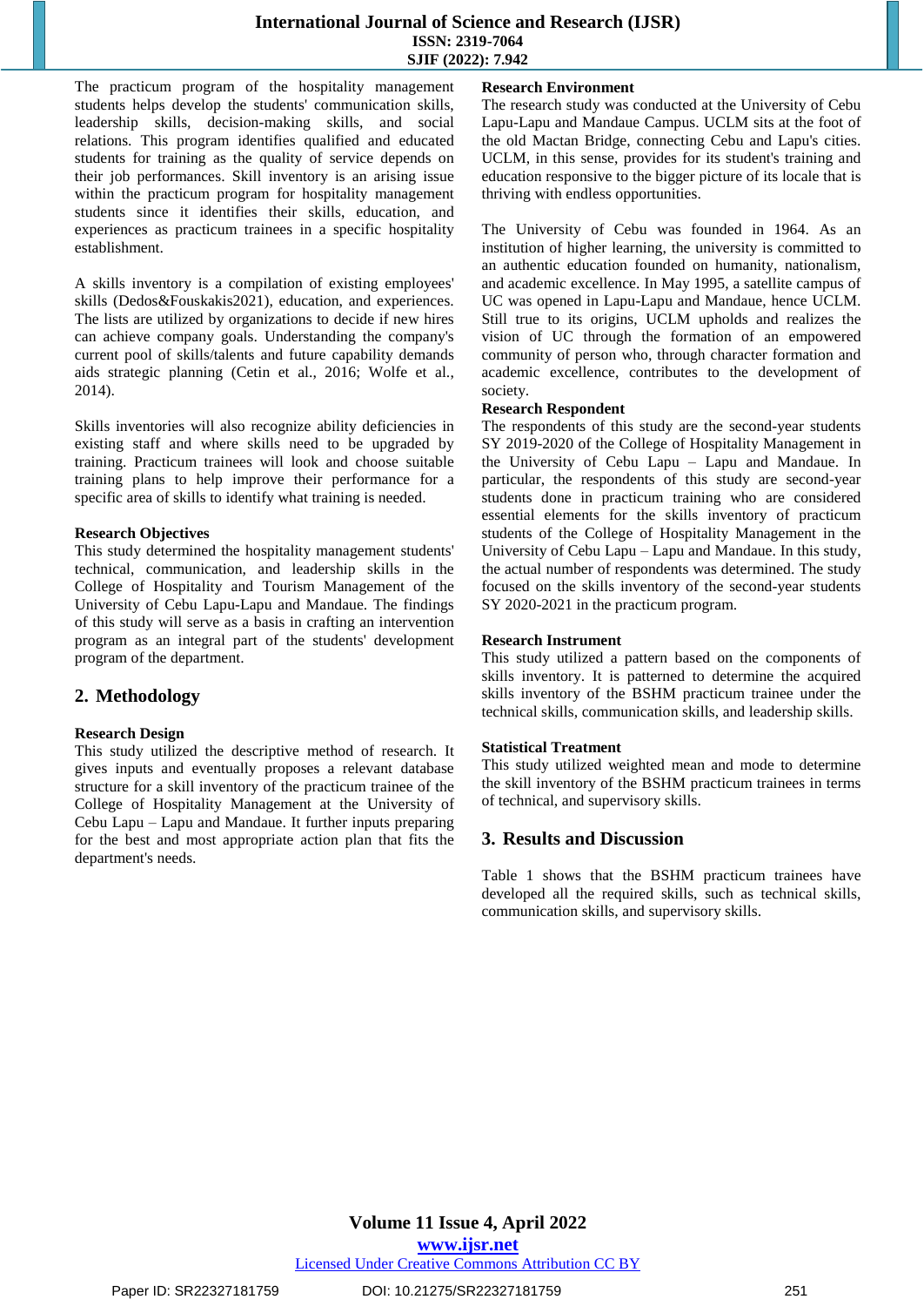The practicum program of the hospitality management students helps develop the students' communication skills, leadership skills, decision-making skills, and social relations. This program identifies qualified and educated students for training as the quality of service depends on their job performances. Skill inventory is an arising issue within the practicum program for hospitality management students since it identifies their skills, education, and experiences as practicum trainees in a specific hospitality establishment.

A skills inventory is a compilation of existing employees' skills (Dedos&Fouskakis2021), education, and experiences. The lists are utilized by organizations to decide if new hires can achieve company goals. Understanding the company's current pool of skills/talents and future capability demands aids strategic planning (Cetin et al., 2016; Wolfe et al., 2014).

Skills inventories will also recognize ability deficiencies in existing staff and where skills need to be upgraded by training. Practicum trainees will look and choose suitable training plans to help improve their performance for a specific area of skills to identify what training is needed.

**Research Objectives**

This study determined the hospitality management students' technical, communication, and leadership skills in the College of Hospitality and Tourism Management of the University of Cebu Lapu-Lapu and Mandaue. The findings of this study will serve as a basis in crafting an intervention program as an integral part of the students' development program of the department.

## 2. Methodology

**Research Design**

This study utilized the descriptive method of research. It gives inputs and eventually proposes a relevant database structure for a skill inventory of the practicum trainee of the College of Hospitality Management at the University of Cebu Lapu – Lapu and Mandaue. It further inputs preparing for the best and most appropriate action plan that fits the department's needs.

**Research Environment**

The research study was conducted at the University of Cebu Lapu-Lapu and Mandaue Campus. UCLM sits at the foot of the old Mactan Bridge, connecting Cebu and Lapu's cities. UCLM, in this sense, provides for its student's training and education responsive to the bigger picture of its locale that is thriving with endless opportunities.

The University of Cebu was founded in 1964. As an institution of higher learning, the university is committed to an authentic education founded on humanity, nationalism, and academic excellence. In May 1995, a satellite campus of UC was opened in Lapu-Lapu and Mandaue, hence UCLM. Still true to its origins, UCLM upholds and realizes the vision of UC through the formation of an empowered community of person who, through character formation and academic excellence, contributes to the development of society.

**Research Respondent**

The respondents of this study are the second-year students SY 2019-2020 of the College of Hospitality Management in the University of Cebu Lapu – Lapu and Mandaue. In particular, the respondents of this study are second-year students done in practicum training who are considered essential elements for the skills inventory of practicum students of the College of Hospitality Management in the University of Cebu Lapu – Lapu and Mandaue. In this study, the actual number of respondents was determined. The study focused on the skills inventory of the second-year students SY 2020-2021 in the practicum program.

**Research Instrument**

This study utilized a pattern based on the components of skills inventory. It is patterned to determine the acquired skills inventory of the BSHM practicum trainee under the technical skills, communication skills, and leadership skills.

**Statistical Treatment**

This study utilized weighted mean and mode to determine the skill inventory of the BSHM practicum trainees in terms of technical, and supervisory skills.

## 3. Results and Discussion

Table 1 shows that the BSHM practicum trainees have developed all the required skills, such as technical skills, communication skills, and supervisory skills.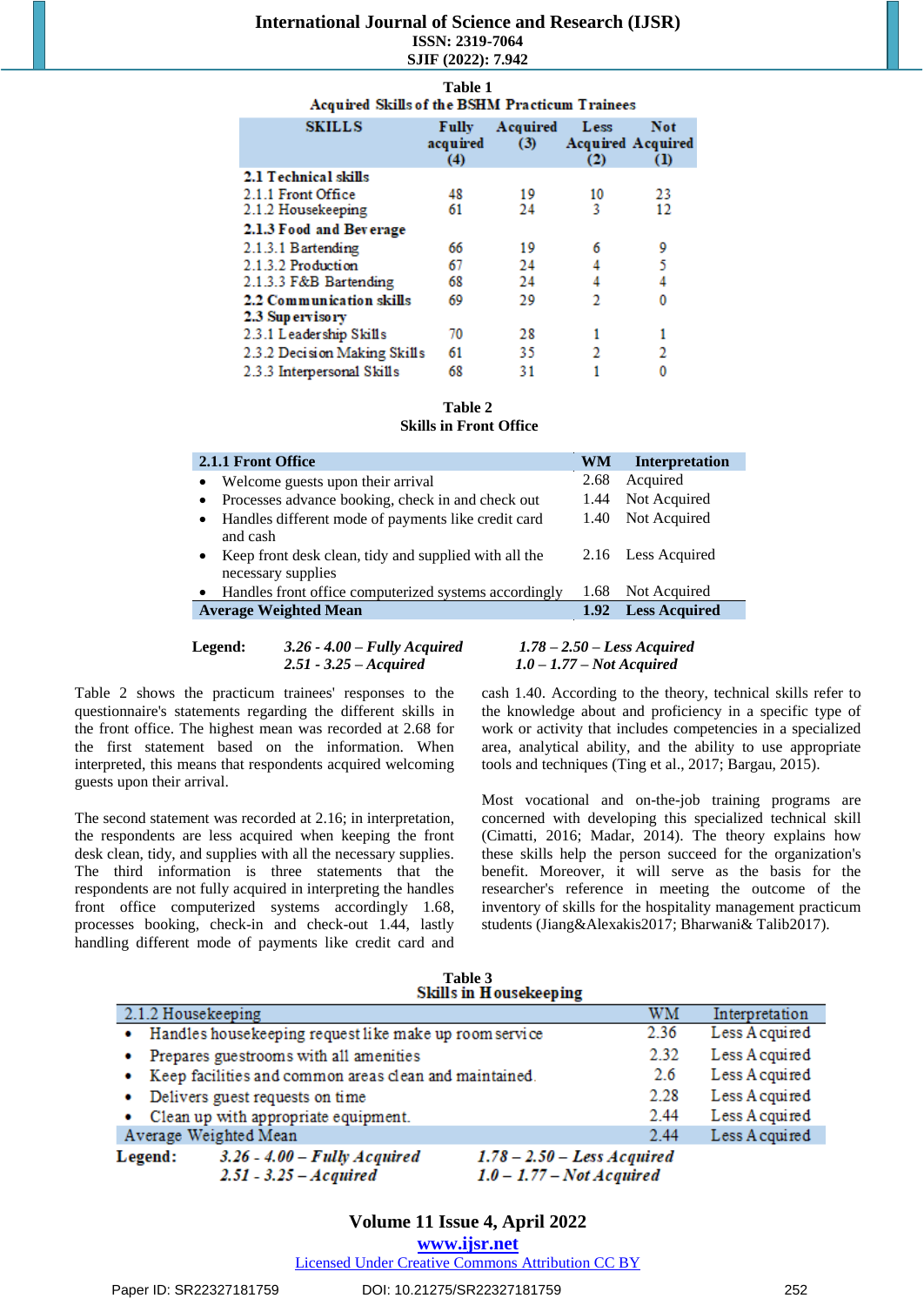Table 1
Acquired Skills of the BSHM Practicum Trainees

| SKILLS | Fully acquired (4) | Acquired (3) | Less Acquired (2) | Not Acquired (1) |
|---|---|---|---|---|
| **2.1 Technical skills** | | | | |
| 2.1.1 Front Office | 48 | 19 | 10 | 23 |
| 2.1.2 Housekeeping | 61 | 24 | 3 | 12 |
| **2.1.3 Food and Beverage** | | | | |
| 2.1.3.1 Bartending | 66 | 19 | 6 | 9 |
| 2.1.3.2 Production | 67 | 24 | 4 | 5 |
| 2.1.3.3 F&B Bartending | 68 | 24 | 4 | 4 |
| **2.2 Communication skills** | 69 | 29 | 2 | 0 |
| **2.3 Supervisory** | | | | |
| 2.3.1 Leadership Skills | 70 | 28 | 1 | 1 |
| 2.3.2 Decision Making Skills | 61 | 35 | 2 | 2 |
| 2.3.3 Interpersonal Skills | 68 | 31 | 1 | 0 |

Table 2
Skills in Front Office

| 2.1.1 Front Office | WM | Interpretation |
|---|---|---|
| • Welcome guests upon their arrival | 2.68 | Acquired |
| • Processes advance booking, check in and check out | 1.44 | Not Acquired |
| • Handles different mode of payments like credit card and cash | 1.40 | Not Acquired |
| • Keep front desk clean, tidy and supplied with all the necessary supplies | 2.16 | Less Acquired |
| • Handles front office computerized systems accordingly | 1.68 | Not Acquired |
| **Average Weighted Mean** | **1.92** | **Less Acquired** |

**Legend:** *3.26 - 4.00 – Fully Acquired* *1.78 – 2.50 – Less Acquired*
*2.51 - 3.25 – Acquired* *1.0 – 1.77 – Not Acquired*

Table 2 shows the practicum trainees' responses to the questionnaire's statements regarding the different skills in the front office. The highest mean was recorded at 2.68 for the first statement based on the information. When interpreted, this means that respondents acquired welcoming guests upon their arrival.

The second statement was recorded at 2.16; in interpretation, the respondents are less acquired when keeping the front desk clean, tidy, and supplies with all the necessary supplies. The third information is three statements that the respondents are not fully acquired in interpreting the handles front office computerized systems accordingly 1.68, processes booking, check-in and check-out 1.44, lastly handling different mode of payments like credit card and cash 1.40. According to the theory, technical skills refer to the knowledge about and proficiency in a specific type of work or activity that includes competencies in a specialized area, analytical ability, and the ability to use appropriate tools and techniques (Ting et al., 2017; Bargau, 2015).

Most vocational and on-the-job training programs are concerned with developing this specialized technical skill (Cimatti, 2016; Madar, 2014). The theory explains how these skills help the person succeed for the organization's benefit. Moreover, it will serve as the basis for the researcher's reference in meeting the outcome of the inventory of skills for the hospitality management practicum students (Jiang&Alexakis2017; Bharwani& Talib2017).

Table 3
Skills in Housekeeping

| 2.1.2 Housekeeping | WM | Interpretation |
|---|---|---|
| • Handles housekeeping request like make up room service | 2.36 | Less Acquired |
| • Prepares guestrooms with all amenities | 2.32 | Less Acquired |
| • Keep facilities and common areas clean and maintained. | 2.6 | Less Acquired |
| • Delivers guest requests on time | 2.28 | Less Acquired |
| • Clean up with appropriate equipment. | 2.44 | Less Acquired |
| Average Weighted Mean | 2.44 | Less Acquired |

**Legend:** *3.26 - 4.00 – Fully Acquired* *1.78 – 2.50 – Less Acquired*
*2.51 - 3.25 – Acquired* *1.0 – 1.77 – Not Acquired*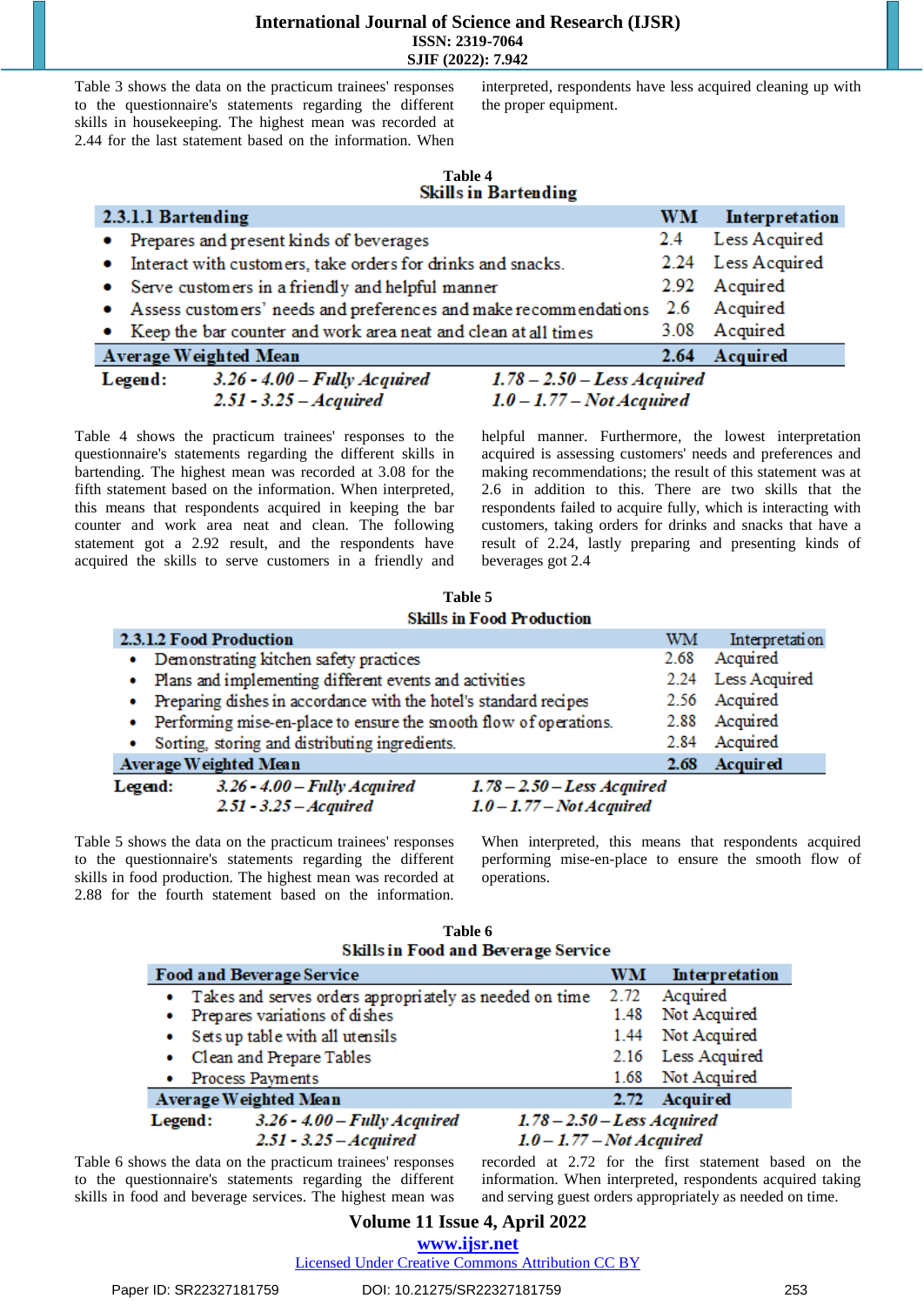Table 3 shows the data on the practicum trainees' responses to the questionnaire's statements regarding the different skills in housekeeping. The highest mean was recorded at 2.44 for the last statement based on the information. When interpreted, respondents have less acquired cleaning up with the proper equipment.

**Table 4**
**Skills in Bartending**

| 2.3.1.1 Bartending | WM | Interpretation |
|---|---|---|
| • Prepares and present kinds of beverages | 2.4 | Less Acquired |
| • Interact with customers, take orders for drinks and snacks. | 2.24 | Less Acquired |
| • Serve customers in a friendly and helpful manner | 2.92 | Acquired |
| • Assess customers' needs and preferences and make recommendations | 2.6 | Acquired |
| • Keep the bar counter and work area neat and clean at all times | 3.08 | Acquired |
| **Average Weighted Mean** | **2.64** | **Acquired** |

**Legend:** *3.26 - 4.00 – Fully Acquired* *2.51 - 3.25 – Acquired* *1.78 – 2.50 – Less Acquired* *1.0 – 1.77 – Not Acquired*

Table 4 shows the practicum trainees' responses to the questionnaire's statements regarding the different skills in bartending. The highest mean was recorded at 3.08 for the fifth statement based on the information. When interpreted, this means that respondents acquired in keeping the bar counter and work area neat and clean. The following statement got a 2.92 result, and the respondents have acquired the skills to serve customers in a friendly and helpful manner. Furthermore, the lowest interpretation acquired is assessing customers' needs and preferences and making recommendations; the result of this statement was at 2.6 in addition to this. There are two skills that the respondents failed to acquire fully, which is interacting with customers, taking orders for drinks and snacks that have a result of 2.24, lastly preparing and presenting kinds of beverages got 2.4

**Table 5**
**Skills in Food Production**

| 2.3.1.2 Food Production | WM | Interpretation |
|---|---|---|
| • Demonstrating kitchen safety practices | 2.68 | Acquired |
| • Plans and implementing different events and activities | 2.24 | Less Acquired |
| • Preparing dishes in accordance with the hotel's standard recipes | 2.56 | Acquired |
| • Performing mise-en-place to ensure the smooth flow of operations. | 2.88 | Acquired |
| • Sorting, storing and distributing ingredients. | 2.84 | Acquired |
| **Average Weighted Mean** | **2.68** | **Acquired** |

**Legend:** *3.26 - 4.00 – Fully Acquired* *2.51 - 3.25 – Acquired* *1.78 – 2.50 – Less Acquired* *1.0 – 1.77 – Not Acquired*

Table 5 shows the data on the practicum trainees' responses to the questionnaire's statements regarding the different skills in food production. The highest mean was recorded at 2.88 for the fourth statement based on the information. When interpreted, this means that respondents acquired performing mise-en-place to ensure the smooth flow of operations.

**Table 6**
**Skills in Food and Beverage Service**

| Food and Beverage Service | WM | Interpretation |
|---|---|---|
| • Takes and serves orders appropriately as needed on time | 2.72 | Acquired |
| • Prepares variations of dishes | 1.48 | Not Acquired |
| • Sets up table with all utensils | 1.44 | Not Acquired |
| • Clean and Prepare Tables | 2.16 | Less Acquired |
| • Process Payments | 1.68 | Not Acquired |
| **Average Weighted Mean** | **2.72** | **Acquired** |

**Legend:** *3.26 - 4.00 – Fully Acquired* *2.51 - 3.25 – Acquired* *1.78 – 2.50 – Less Acquired* *1.0 – 1.77 – Not Acquired*

Table 6 shows the data on the practicum trainees' responses to the questionnaire's statements regarding the different skills in food and beverage services. The highest mean was recorded at 2.72 for the first statement based on the information. When interpreted, respondents acquired taking and serving guest orders appropriately as needed on time.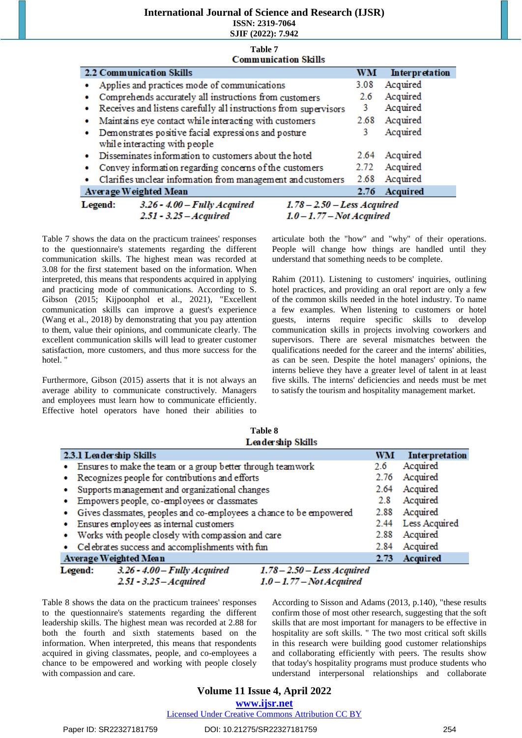**Table 7**
**Communication Skills**

| 2.2 Communication Skills | WM | Interpretation |
|---|---|---|
| • Applies and practices mode of communications | 3.08 | Acquired |
| • Comprehends accurately all instructions from customers | 2.6 | Acquired |
| • Receives and listens carefully all instructions from supervisors | 3 | Acquired |
| • Maintains eye contact while interacting with customers | 2.68 | Acquired |
| • Demonstrates positive facial expressions and posture while interacting with people | 3 | Acquired |
| • Disseminates information to customers about the hotel | 2.64 | Acquired |
| • Convey information regarding concerns of the customers | 2.72 | Acquired |
| • Clarifies unclear information from management and customers | 2.68 | Acquired |
| **Average Weighted Mean** | **2.76** | **Acquired** |

**Legend:** *3.26 - 4.00 – Fully Acquired*; *2.51 - 3.25 – Acquired*; *1.78 – 2.50 – Less Acquired*; *1.0 – 1.77 – Not Acquired*

Table 7 shows the data on the practicum trainees' responses to the questionnaire's statements regarding the different communication skills. The highest mean was recorded at 3.08 for the first statement based on the information. When interpreted, this means that respondents acquired in applying and practicing mode of communications. According to S. Gibson (2015; Kijpoonphol et al., 2021), "Excellent communication skills can improve a guest's experience (Wang et al., 2018) by demonstrating that you pay attention to them, value their opinions, and communicate clearly. The excellent communication skills will lead to greater customer satisfaction, more customers, and thus more success for the hotel. "

Furthermore, Gibson (2015) asserts that it is not always an average ability to communicate constructively. Managers and employees must learn how to communicate efficiently. Effective hotel operators have honed their abilities to articulate both the "how" and "why" of their operations. People will change how things are handled until they understand that something needs to be complete.

Rahim (2011). Listening to customers' inquiries, outlining hotel practices, and providing an oral report are only a few of the common skills needed in the hotel industry. To name a few examples. When listening to customers or hotel guests, interns require specific skills to develop communication skills in projects involving coworkers and supervisors. There are several mismatches between the qualifications needed for the career and the interns' abilities, as can be seen. Despite the hotel managers' opinions, the interns believe they have a greater level of talent in at least five skills. The interns' deficiencies and needs must be met to satisfy the tourism and hospitality management market.

**Table 8**
**Leadership Skills**

| 2.3.1 Leadership Skills | WM | Interpretation |
|---|---|---|
| • Ensures to make the team or a group better through teamwork | 2.6 | Acquired |
| • Recognizes people for contributions and efforts | 2.76 | Acquired |
| • Supports management and organizational changes | 2.64 | Acquired |
| • Empowers people, co-employees or classmates | 2.8 | Acquired |
| • Gives classmates, peoples and co-employees a chance to be empowered | 2.88 | Acquired |
| • Ensures employees as internal customers | 2.44 | Less Acquired |
| • Works with people closely with compassion and care | 2.88 | Acquired |
| • Celebrates success and accomplishments with fun | 2.84 | Acquired |
| **Average Weighted Mean** | **2.73** | **Acquired** |

**Legend:** *3.26 - 4.00 – Fully Acquired*; *2.51 - 3.25 – Acquired*; *1.78 – 2.50 – Less Acquired*; *1.0 – 1.77 – Not Acquired*

Table 8 shows the data on the practicum trainees' responses to the questionnaire's statements regarding the different leadership skills. The highest mean was recorded at 2.88 for both the fourth and sixth statements based on the information. When interpreted, this means that respondents acquired in giving classmates, people, and co-employees a chance to be empowered and working with people closely with compassion and care.

According to Sisson and Adams (2013, p.140), "these results confirm those of most other research, suggesting that the soft skills that are most important for managers to be effective in hospitality are soft skills. " The two most critical soft skills in this research were building good customer relationships and collaborating efficiently with peers. The results show that today's hospitality programs must produce students who understand interpersonal relationships and collaborate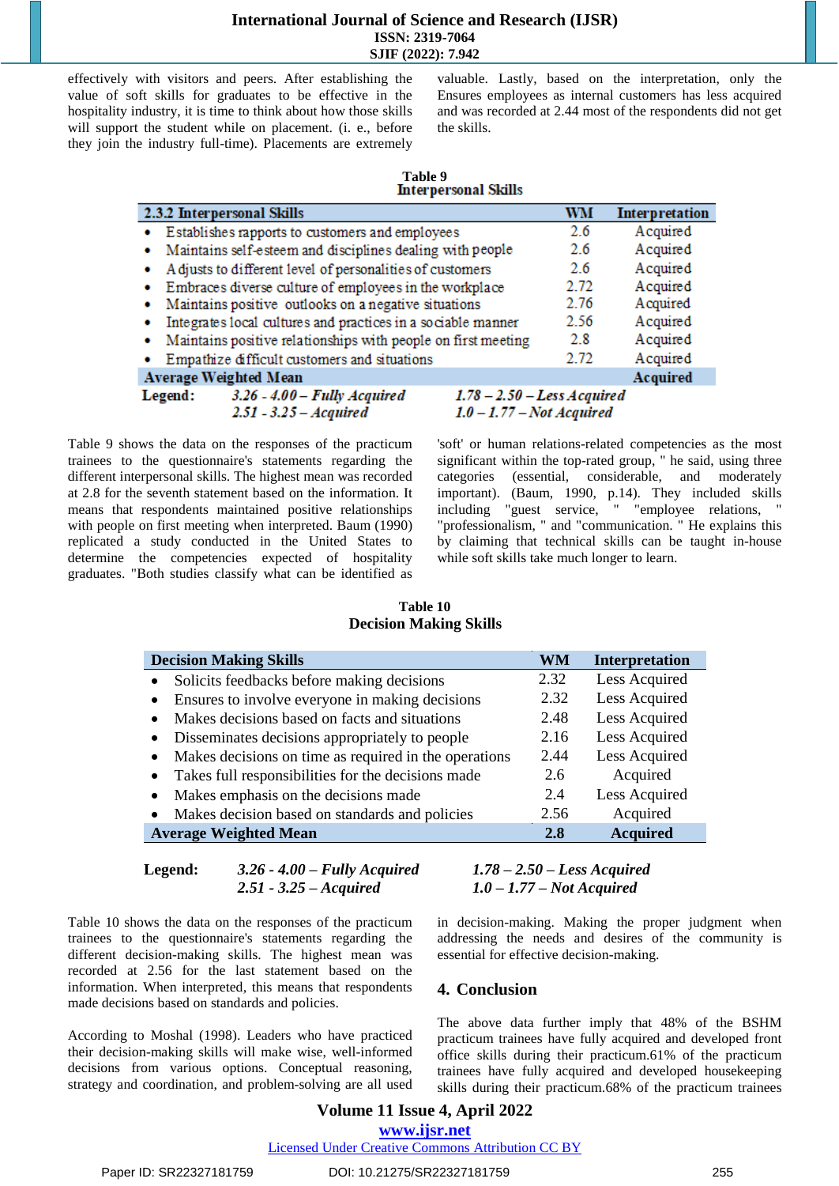effectively with visitors and peers. After establishing the value of soft skills for graduates to be effective in the hospitality industry, it is time to think about how those skills will support the student while on placement. (i. e., before they join the industry full-time). Placements are extremely valuable. Lastly, based on the interpretation, only the Ensures employees as internal customers has less acquired and was recorded at 2.44 most of the respondents did not get the skills.

**Table 9**
**Interpersonal Skills**

| 2.3.2 Interpersonal Skills | WM | Interpretation |
|---|---|---|
| • Establishes rapports to customers and employees | 2.6 | Acquired |
| • Maintains self-esteem and disciplines dealing with people | 2.6 | Acquired |
| • Adjusts to different level of personalities of customers | 2.6 | Acquired |
| • Embraces diverse culture of employees in the workplace | 2.72 | Acquired |
| • Maintains positive outlooks on a negative situations | 2.76 | Acquired |
| • Integrates local cultures and practices in a sociable manner | 2.56 | Acquired |
| • Maintains positive relationships with people on first meeting | 2.8 | Acquired |
| • Empathize difficult customers and situations | 2.72 | Acquired |
| **Average Weighted Mean** | | **Acquired** |

**Legend:** *3.26 - 4.00 – Fully Acquired* *2.51 - 3.25 – Acquired* *1.78 – 2.50 – Less Acquired* *1.0 – 1.77 – Not Acquired*

Table 9 shows the data on the responses of the practicum trainees to the questionnaire's statements regarding the different interpersonal skills. The highest mean was recorded at 2.8 for the seventh statement based on the information. It means that respondents maintained positive relationships with people on first meeting when interpreted. Baum (1990) replicated a study conducted in the United States to determine the competencies expected of hospitality graduates. "Both studies classify what can be identified as 'soft' or human relations-related competencies as the most significant within the top-rated group, " he said, using three categories (essential, considerable, and moderately important). (Baum, 1990, p.14). They included skills including "guest service, " "employee relations, " "professionalism, " and "communication. " He explains this by claiming that technical skills can be taught in-house while soft skills take much longer to learn.

**Table 10**
**Decision Making Skills**

| Decision Making Skills | WM | Interpretation |
|---|---|---|
| • Solicits feedbacks before making decisions | 2.32 | Less Acquired |
| • Ensures to involve everyone in making decisions | 2.32 | Less Acquired |
| • Makes decisions based on facts and situations | 2.48 | Less Acquired |
| • Disseminates decisions appropriately to people | 2.16 | Less Acquired |
| • Makes decisions on time as required in the operations | 2.44 | Less Acquired |
| • Takes full responsibilities for the decisions made | 2.6 | Acquired |
| • Makes emphasis on the decisions made | 2.4 | Less Acquired |
| • Makes decision based on standards and policies | 2.56 | Acquired |
| **Average Weighted Mean** | **2.8** | **Acquired** |

**Legend:** *3.26 - 4.00 – Fully Acquired* *2.51 - 3.25 – Acquired* *1.78 – 2.50 – Less Acquired* *1.0 – 1.77 – Not Acquired*

Table 10 shows the data on the responses of the practicum trainees to the questionnaire's statements regarding the different decision-making skills. The highest mean was recorded at 2.56 for the last statement based on the information. When interpreted, this means that respondents made decisions based on standards and policies.

According to Moshal (1998). Leaders who have practiced their decision-making skills will make wise, well-informed decisions from various options. Conceptual reasoning, strategy and coordination, and problem-solving are all used in decision-making. Making the proper judgment when addressing the needs and desires of the community is essential for effective decision-making.

## 4. Conclusion

The above data further imply that 48% of the BSHM practicum trainees have fully acquired and developed front office skills during their practicum.61% of the practicum trainees have fully acquired and developed housekeeping skills during their practicum.68% of the practicum trainees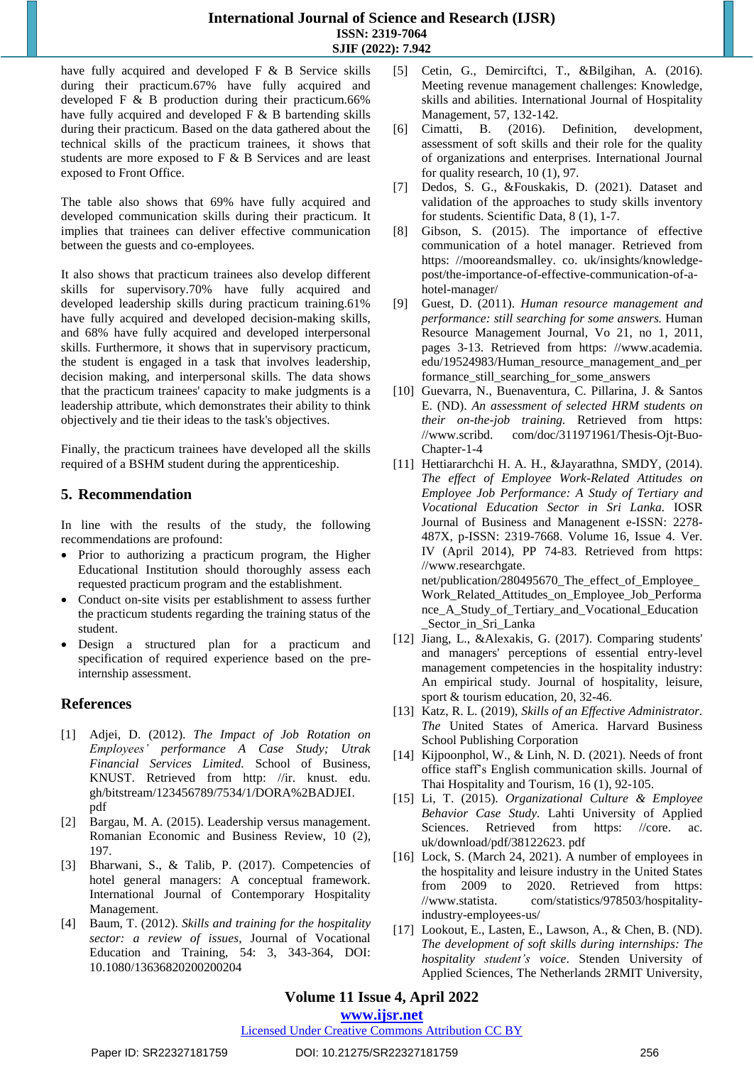have fully acquired and developed F & B Service skills during their practicum.67% have fully acquired and developed F & B production during their practicum.66% have fully acquired and developed F & B bartending skills during their practicum. Based on the data gathered about the technical skills of the practicum trainees, it shows that students are more exposed to F & B Services and are least exposed to Front Office.

The table also shows that 69% have fully acquired and developed communication skills during their practicum. It implies that trainees can deliver effective communication between the guests and co-employees.

It also shows that practicum trainees also develop different skills for supervisory.70% have fully acquired and developed leadership skills during practicum training.61% have fully acquired and developed decision-making skills, and 68% have fully acquired and developed interpersonal skills. Furthermore, it shows that in supervisory practicum, the student is engaged in a task that involves leadership, decision making, and interpersonal skills. The data shows that the practicum trainees' capacity to make judgments is a leadership attribute, which demonstrates their ability to think objectively and tie their ideas to the task's objectives.

Finally, the practicum trainees have developed all the skills required of a BSHM student during the apprenticeship.

## 5. Recommendation

In line with the results of the study, the following recommendations are profound:

- Prior to authorizing a practicum program, the Higher Educational Institution should thoroughly assess each requested practicum program and the establishment.
- Conduct on-site visits per establishment to assess further the practicum students regarding the training status of the student.
- Design a structured plan for a practicum and specification of required experience based on the pre-internship assessment.

## References

[1] Adjei, D. (2012). *The Impact of Job Rotation on Employees' performance A Case Study; Utrak Financial Services Limited.* School of Business, KNUST. Retrieved from http: //ir. knust. edu. gh/bitstream/123456789/7534/1/DORA%2BADJEI. pdf

[2] Bargau, M. A. (2015). Leadership versus management. Romanian Economic and Business Review, 10 (2), 197.

[3] Bharwani, S., & Talib, P. (2017). Competencies of hotel general managers: A conceptual framework. International Journal of Contemporary Hospitality Management.

[4] Baum, T. (2012). *Skills and training for the hospitality sector: a review of issues*, Journal of Vocational Education and Training, 54: 3, 343-364, DOI: 10.1080/13636820200200204

[5] Cetin, G., Demirciftci, T., &Bilgihan, A. (2016). Meeting revenue management challenges: Knowledge, skills and abilities. International Journal of Hospitality Management, 57, 132-142.

[6] Cimatti, B. (2016). Definition, development, assessment of soft skills and their role for the quality of organizations and enterprises. International Journal for quality research, 10 (1), 97.

[7] Dedos, S. G., &Fouskakis, D. (2021). Dataset and validation of the approaches to study skills inventory for students. Scientific Data, 8 (1), 1-7.

[8] Gibson, S. (2015). The importance of effective communication of a hotel manager. Retrieved from https: //mooreandsmalley. co. uk/insights/knowledge-post/the-importance-of-effective-communication-of-a-hotel-manager/

[9] Guest, D. (2011). *Human resource management and performance: still searching for some answers.* Human Resource Management Journal, Vo 21, no 1, 2011, pages 3-13. Retrieved from https: //www.academia. edu/19524983/Human_resource_management_and_performance_still_searching_for_some_answers

[10] Guevarra, N., Buenaventura, C. Pillarina, J. & Santos E. (ND). *An assessment of selected HRM students on their on-the-job training.* Retrieved from https: //www.scribd. com/doc/311971961/Thesis-Ojt-Buo-Chapter-1-4

[11] Hettiararchchi H. A. H., &Jayarathna, SMDY, (2014). *The effect of Employee Work-Related Attitudes on Employee Job Performance: A Study of Tertiary and Vocational Education Sector in Sri Lanka.* IOSR Journal of Business and Management e-ISSN: 2278-487X, p-ISSN: 2319-7668. Volume 16, Issue 4. Ver. IV (April 2014), PP 74-83. Retrieved from https: //www.researchgate. net/publication/280495670_The_effect_of_Employee_Work_Related_Attitudes_on_Employee_Job_Performance_A_Study_of_Tertiary_and_Vocational_Education_Sector_in_Sri_Lanka

[12] Jiang, L., &Alexakis, G. (2017). Comparing students' and managers' perceptions of essential entry-level management competencies in the hospitality industry: An empirical study. Journal of hospitality, leisure, sport & tourism education, 20, 32-46.

[13] Katz, R. L. (2019), *Skills of an Effective Administrator. The* United States of America. Harvard Business School Publishing Corporation

[14] Kijpoonphol, W., & Linh, N. D. (2021). Needs of front office staff's English communication skills. Journal of Thai Hospitality and Tourism, 16 (1), 92-105.

[15] Li, T. (2015). *Organizational Culture & Employee Behavior Case Study.* Lahti University of Applied Sciences. Retrieved from https: //core. ac. uk/download/pdf/38122623. pdf

[16] Lock, S. (March 24, 2021). A number of employees in the hospitality and leisure industry in the United States from 2009 to 2020. Retrieved from https: //www.statista. com/statistics/978503/hospitality-industry-employees-us/

[17] Lookout, E., Lasten, E., Lawson, A., & Chen, B. (ND). *The development of soft skills during internships: The hospitality student's voice*. Stenden University of Applied Sciences, The Netherlands 2RMIT University,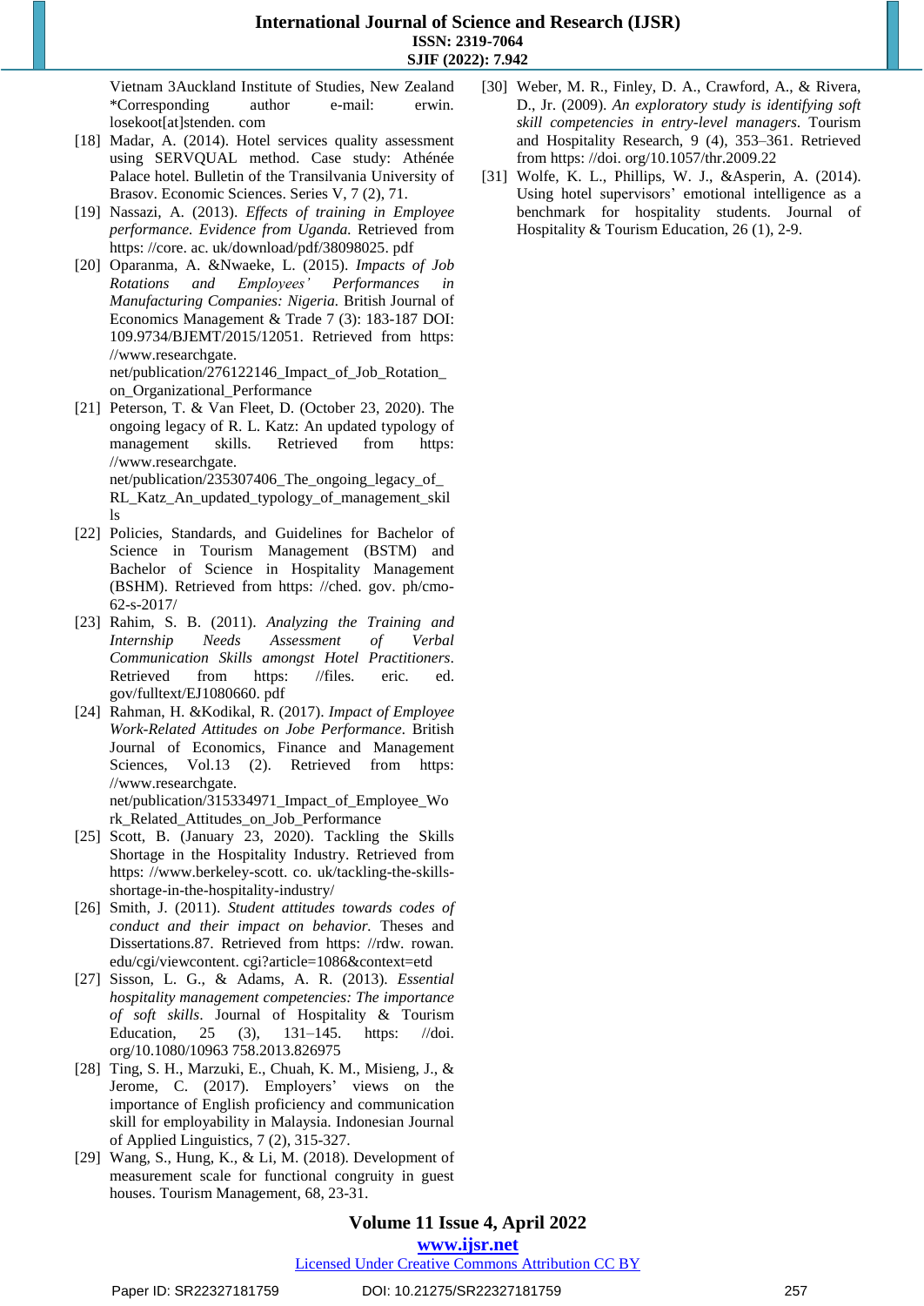Vietnam 3Auckland Institute of Studies, New Zealand *Corresponding author e-mail: erwin. losekoot[at]stenden. com

[18] Madar, A. (2014). Hotel services quality assessment using SERVQUAL method. Case study: Athénée Palace hotel. Bulletin of the Transilvania University of Brasov. Economic Sciences. Series V, 7 (2), 71.

[19] Nassazi, A. (2013). *Effects of training in Employee performance. Evidence from Uganda.* Retrieved from https: //core. ac. uk/download/pdf/38098025. pdf

[20] Oparanma, A. &Nwaeke, L. (2015). *Impacts of Job Rotations and Employees' Performances in Manufacturing Companies: Nigeria.* British Journal of Economics Management & Trade 7 (3): 183-187 DOI: 109.9734/BJEMT/2015/12051. Retrieved from https: //www.researchgate. net/publication/276122146_Impact_of_Job_Rotation_on_Organizational_Performance

[21] Peterson, T. & Van Fleet, D. (October 23, 2020). The ongoing legacy of R. L. Katz: An updated typology of management skills. Retrieved from https: //www.researchgate. net/publication/235307406_The_ongoing_legacy_of_RL_Katz_An_updated_typology_of_management_skills

[22] Policies, Standards, and Guidelines for Bachelor of Science in Tourism Management (BSTM) and Bachelor of Science in Hospitality Management (BSHM). Retrieved from https: //ched. gov. ph/cmo-62-s-2017/

[23] Rahim, S. B. (2011). *Analyzing the Training and Internship Needs Assessment of Verbal Communication Skills amongst Hotel Practitioners*. Retrieved from https: //files. eric. ed. gov/fulltext/EJ1080660. pdf

[24] Rahman, H. &Kodikal, R. (2017). *Impact of Employee Work-Related Attitudes on Jobe Performance.* British Journal of Economics, Finance and Management Sciences, Vol.13 (2). Retrieved from https: //www.researchgate. net/publication/315334971_Impact_of_Employee_Work_Related_Attitudes_on_Job_Performance

[25] Scott, B. (January 23, 2020). Tackling the Skills Shortage in the Hospitality Industry. Retrieved from https: //www.berkeley-scott. co. uk/tackling-the-skills-shortage-in-the-hospitality-industry/

[26] Smith, J. (2011). *Student attitudes towards codes of conduct and their impact on behavior.* Theses and Dissertations.87. Retrieved from https: //rdw. rowan. edu/cgi/viewcontent. cgi?article=1086&context=etd

[27] Sisson, L. G., & Adams, A. R. (2013). *Essential hospitality management competencies: The importance of soft skills*. Journal of Hospitality & Tourism Education, 25 (3), 131–145. https: //doi. org/10.1080/10963 758.2013.826975

[28] Ting, S. H., Marzuki, E., Chuah, K. M., Misieng, J., & Jerome, C. (2017). Employers' views on the importance of English proficiency and communication skill for employability in Malaysia. Indonesian Journal of Applied Linguistics, 7 (2), 315-327.

[29] Wang, S., Hung, K., & Li, M. (2018). Development of measurement scale for functional congruity in guest houses. Tourism Management, 68, 23-31.

[30] Weber, M. R., Finley, D. A., Crawford, A., & Rivera, D., Jr. (2009). *An exploratory study is identifying soft skill competencies in entry-level managers.* Tourism and Hospitality Research, 9 (4), 353–361. Retrieved from https: //doi. org/10.1057/thr.2009.22

[31] Wolfe, K. L., Phillips, W. J., &Asperin, A. (2014). Using hotel supervisors' emotional intelligence as a benchmark for hospitality students. Journal of Hospitality & Tourism Education, 26 (1), 2-9.